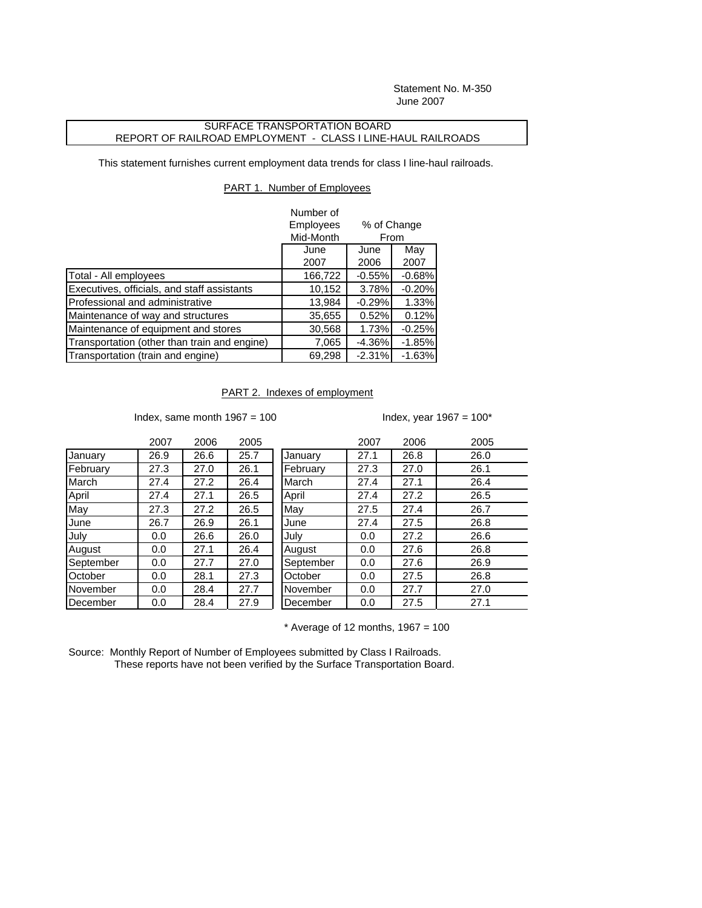Statement No. M-350
June 2007

## SURFACE TRANSPORTATION BOARD
## REPORT OF RAILROAD EMPLOYMENT - CLASS I LINE-HAUL RAILROADS

This statement furnishes current employment data trends for class I line-haul railroads.

### PART 1. Number of Employees

| | Number of Employees Mid-Month | % of Change From | |
|---|---|---|---|
| | June 2007 | June 2006 | May 2007 |
| Total - All employees | 166,722 | -0.55% | -0.68% |
| Executives, officials, and staff assistants | 10,152 | 3.78% | -0.20% |
| Professional and administrative | 13,984 | -0.29% | 1.33% |
| Maintenance of way and structures | 35,655 | 0.52% | 0.12% |
| Maintenance of equipment and stores | 30,568 | 1.73% | -0.25% |
| Transportation (other than train and engine) | 7,065 | -4.36% | -1.85% |
| Transportation (train and engine) | 69,298 | -2.31% | -1.63% |

### PART 2. Indexes of employment

Index, same month 1967 = 100

| | 2007 | 2006 | 2005 |
|---|---|---|---|
| January | 26.9 | 26.6 | 25.7 |
| February | 27.3 | 27.0 | 26.1 |
| March | 27.4 | 27.2 | 26.4 |
| April | 27.4 | 27.1 | 26.5 |
| May | 27.3 | 27.2 | 26.5 |
| June | 26.7 | 26.9 | 26.1 |
| July | 0.0 | 26.6 | 26.0 |
| August | 0.0 | 27.1 | 26.4 |
| September | 0.0 | 27.7 | 27.0 |
| October | 0.0 | 28.1 | 27.3 |
| November | 0.0 | 28.4 | 27.7 |
| December | 0.0 | 28.4 | 27.9 |

Index, year 1967 = 100*

| | 2007 | 2006 | 2005 |
|---|---|---|---|
| January | 27.1 | 26.8 | 26.0 |
| February | 27.3 | 27.0 | 26.1 |
| March | 27.4 | 27.1 | 26.4 |
| April | 27.4 | 27.2 | 26.5 |
| May | 27.5 | 27.4 | 26.7 |
| June | 27.4 | 27.5 | 26.8 |
| July | 0.0 | 27.2 | 26.6 |
| August | 0.0 | 27.6 | 26.8 |
| September | 0.0 | 27.6 | 26.9 |
| October | 0.0 | 27.5 | 26.8 |
| November | 0.0 | 27.7 | 27.0 |
| December | 0.0 | 27.5 | 27.1 |

\* Average of 12 months, 1967 = 100

Source: Monthly Report of Number of Employees submitted by Class I Railroads.
These reports have not been verified by the Surface Transportation Board.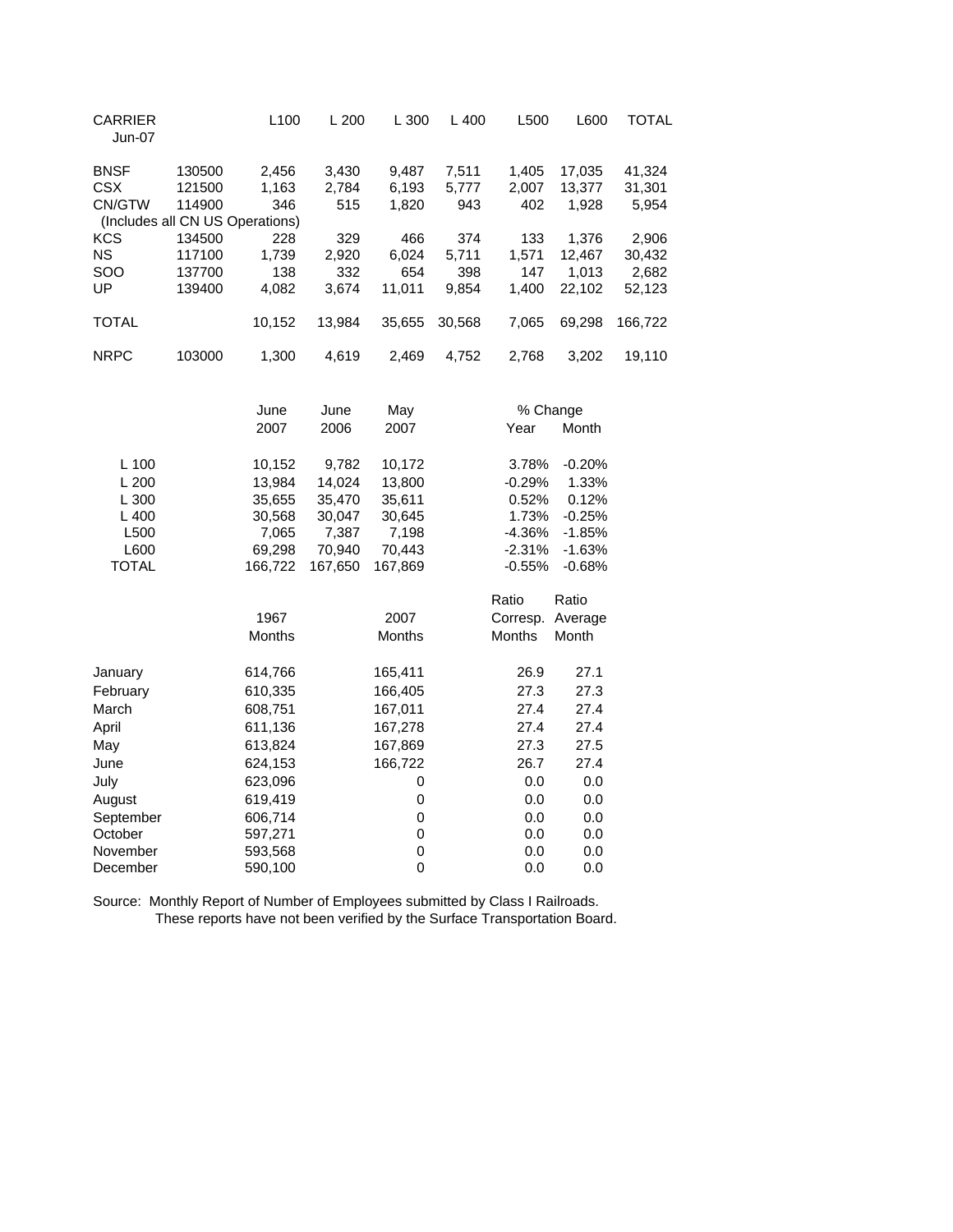| CARRIER Jun-07 | | L100 | L 200 | L 300 | L 400 | L500 | L600 | TOTAL |
|---|---|---|---|---|---|---|---|---|
| BNSF | 130500 | 2,456 | 3,430 | 9,487 | 7,511 | 1,405 | 17,035 | 41,324 |
| CSX | 121500 | 1,163 | 2,784 | 6,193 | 5,777 | 2,007 | 13,377 | 31,301 |
| CN/GTW | 114900 | 346 | 515 | 1,820 | 943 | 402 | 1,928 | 5,954 |
| (Includes all CN US Operations) | | | | | | | | |
| KCS | 134500 | 228 | 329 | 466 | 374 | 133 | 1,376 | 2,906 |
| NS | 117100 | 1,739 | 2,920 | 6,024 | 5,711 | 1,571 | 12,467 | 30,432 |
| SOO | 137700 | 138 | 332 | 654 | 398 | 147 | 1,013 | 2,682 |
| UP | 139400 | 4,082 | 3,674 | 11,011 | 9,854 | 1,400 | 22,102 | 52,123 |
| TOTAL | | 10,152 | 13,984 | 35,655 | 30,568 | 7,065 | 69,298 | 166,722 |
| NRPC | 103000 | 1,300 | 4,619 | 2,469 | 4,752 | 2,768 | 3,202 | 19,110 |

| | June 2007 | June 2006 | May 2007 | % Change Year | % Change Month |
|---|---|---|---|---|---|
| L 100 | 10,152 | 9,782 | 10,172 | 3.78% | -0.20% |
| L 200 | 13,984 | 14,024 | 13,800 | -0.29% | 1.33% |
| L 300 | 35,655 | 35,470 | 35,611 | 0.52% | 0.12% |
| L 400 | 30,568 | 30,047 | 30,645 | 1.73% | -0.25% |
| L500 | 7,065 | 7,387 | 7,198 | -4.36% | -1.85% |
| L600 | 69,298 | 70,940 | 70,443 | -2.31% | -1.63% |
| TOTAL | 166,722 | 167,650 | 167,869 | -0.55% | -0.68% |

| | 1967 Months | 2007 Months | Ratio Corresp. Months | Ratio Average Month |
|---|---|---|---|---|
| January | 614,766 | 165,411 | 26.9 | 27.1 |
| February | 610,335 | 166,405 | 27.3 | 27.3 |
| March | 608,751 | 167,011 | 27.4 | 27.4 |
| April | 611,136 | 167,278 | 27.4 | 27.4 |
| May | 613,824 | 167,869 | 27.3 | 27.5 |
| June | 624,153 | 166,722 | 26.7 | 27.4 |
| July | 623,096 | 0 | 0.0 | 0.0 |
| August | 619,419 | 0 | 0.0 | 0.0 |
| September | 606,714 | 0 | 0.0 | 0.0 |
| October | 597,271 | 0 | 0.0 | 0.0 |
| November | 593,568 | 0 | 0.0 | 0.0 |
| December | 590,100 | 0 | 0.0 | 0.0 |

Source: Monthly Report of Number of Employees submitted by Class I Railroads.
These reports have not been verified by the Surface Transportation Board.